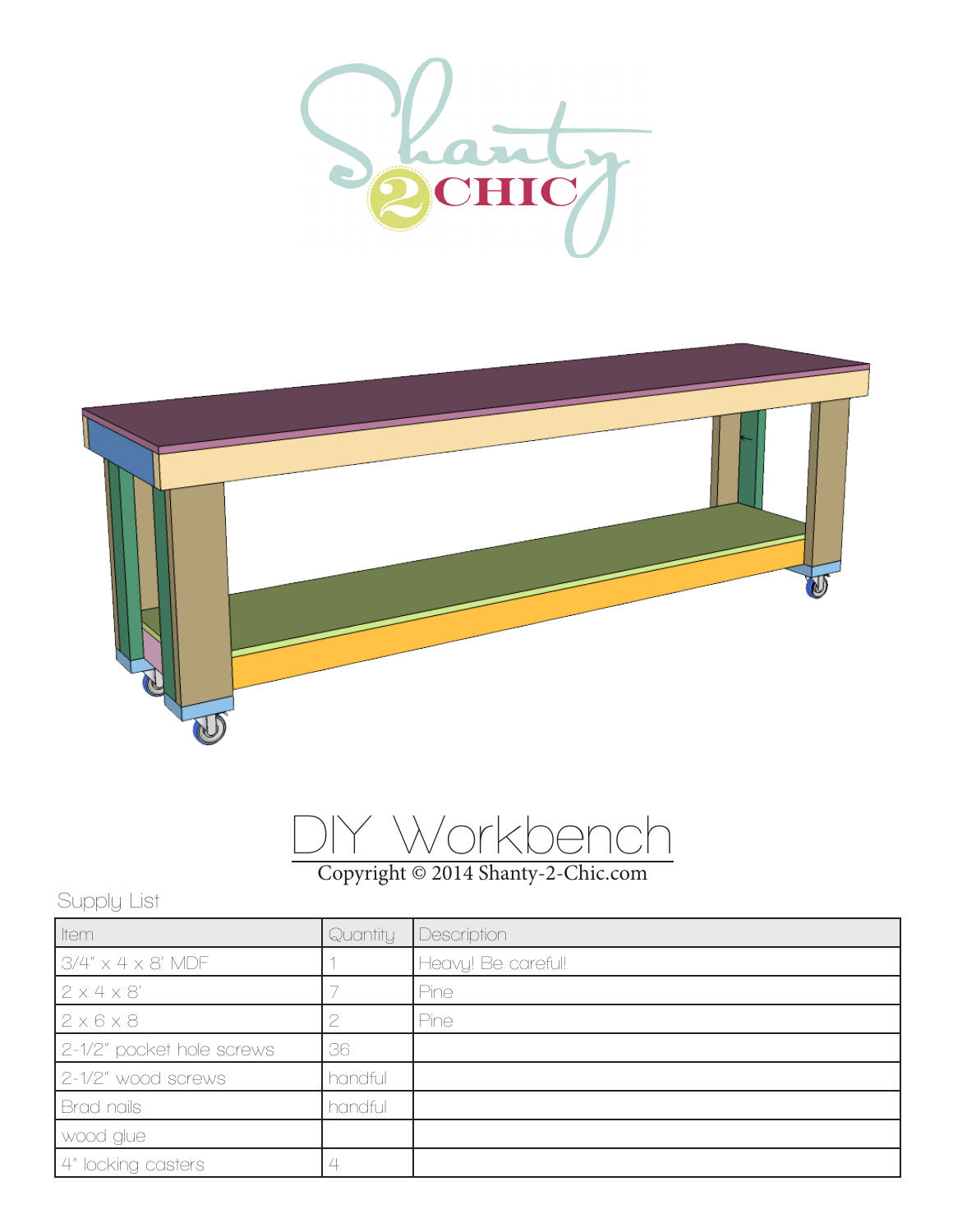Shanty 2 CHIC

# DIY Workbench

Copyright © 2014 Shanty-2-Chic.com

## Supply List

| Item | Quantity | Description |
|---|---|---|
| 3/4" x 4 x 8' MDF | 1 | Heavy! Be careful! |
| 2 x 4 x 8' | 7 | Pine |
| 2 x 6 x 8 | 2 | Pine |
| 2-1/2" pocket hole screws | 36 | |
| 2-1/2" wood screws | handful | |
| Brad nails | handful | |
| wood glue | | |
| 4" locking casters | 4 | |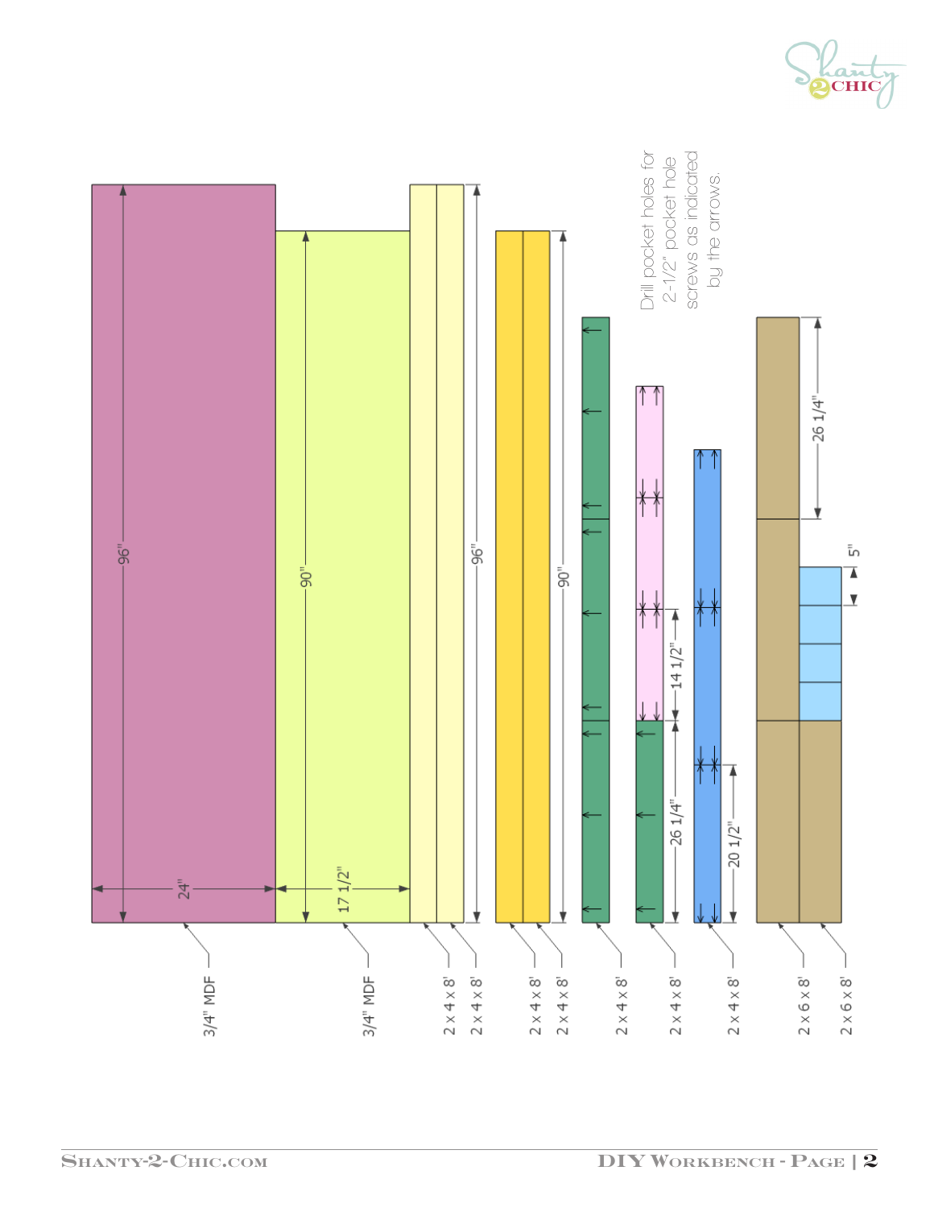Drill pocket holes for 2-1/2" pocket hole screws as indicated by the arrows.

3/4" MDF

96"

24"

3/4" MDF

90"

17 1/2"

2 x 4 x 8'

2 x 4 x 8'

96"

2 x 4 x 8'

2 x 4 x 8'

90"

2 x 4 x 8'

2 x 4 x 8'

26 1/4"

14 1/2"

2 x 4 x 8'

20 1/2"

2 x 6 x 8'

2 x 6 x 8'

26 1/4"

5"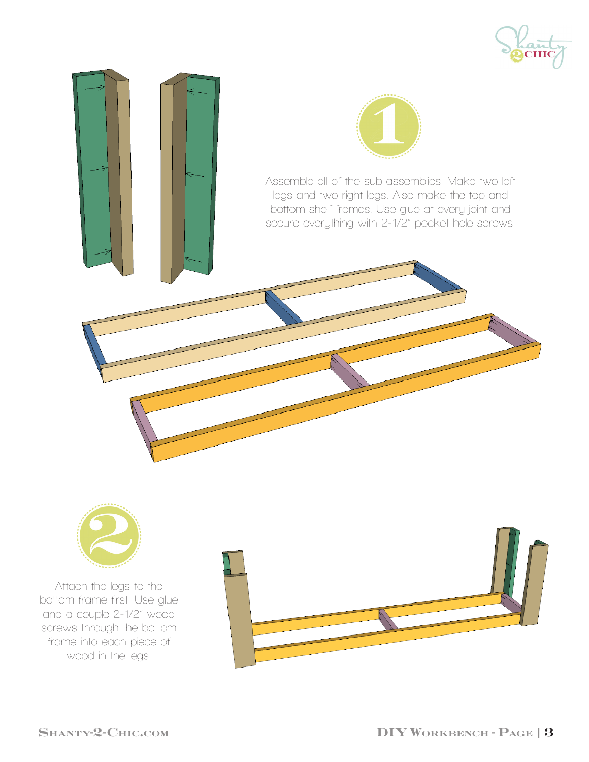## 1

Assemble all of the sub assemblies. Make two left legs and two right legs. Also make the top and bottom shelf frames. Use glue at every joint and secure everything with 2-1/2" pocket hole screws.

## 2

Attach the legs to the bottom frame first. Use glue and a couple 2-1/2" wood screws through the bottom frame into each piece of wood in the legs.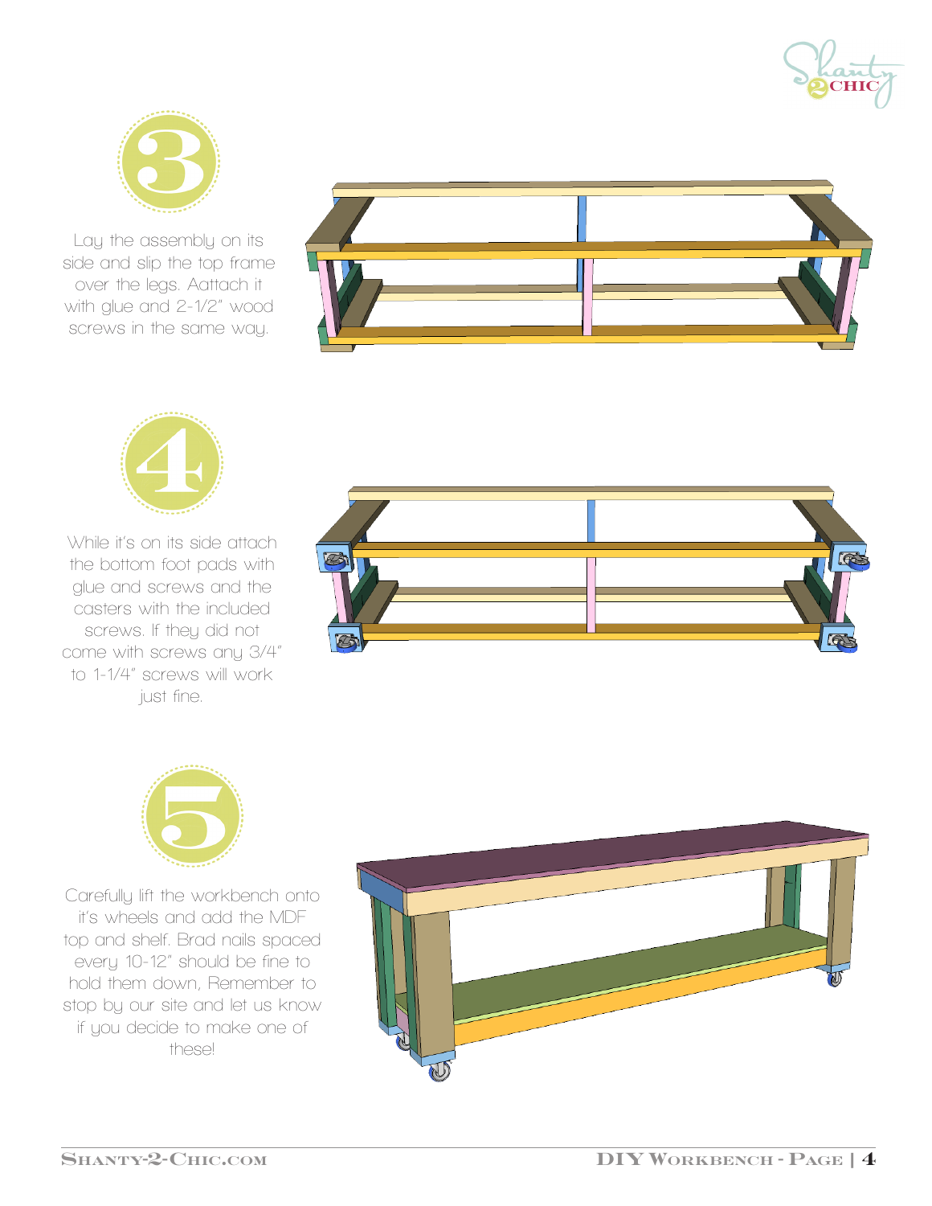## 3

Lay the assembly on its side and slip the top frame over the legs. Aattach it with glue and 2-1/2" wood screws in the same way.

## 4

While it's on its side attach the bottom foot pads with glue and screws and the casters with the included screws. If they did not come with screws any 3/4" to 1-1/4" screws will work just fine.

## 5

Carefully lift the workbench onto it's wheels and add the MDF top and shelf. Brad nails spaced every 10-12" should be fine to hold them down, Remember to stop by our site and let us know if you decide to make one of these!